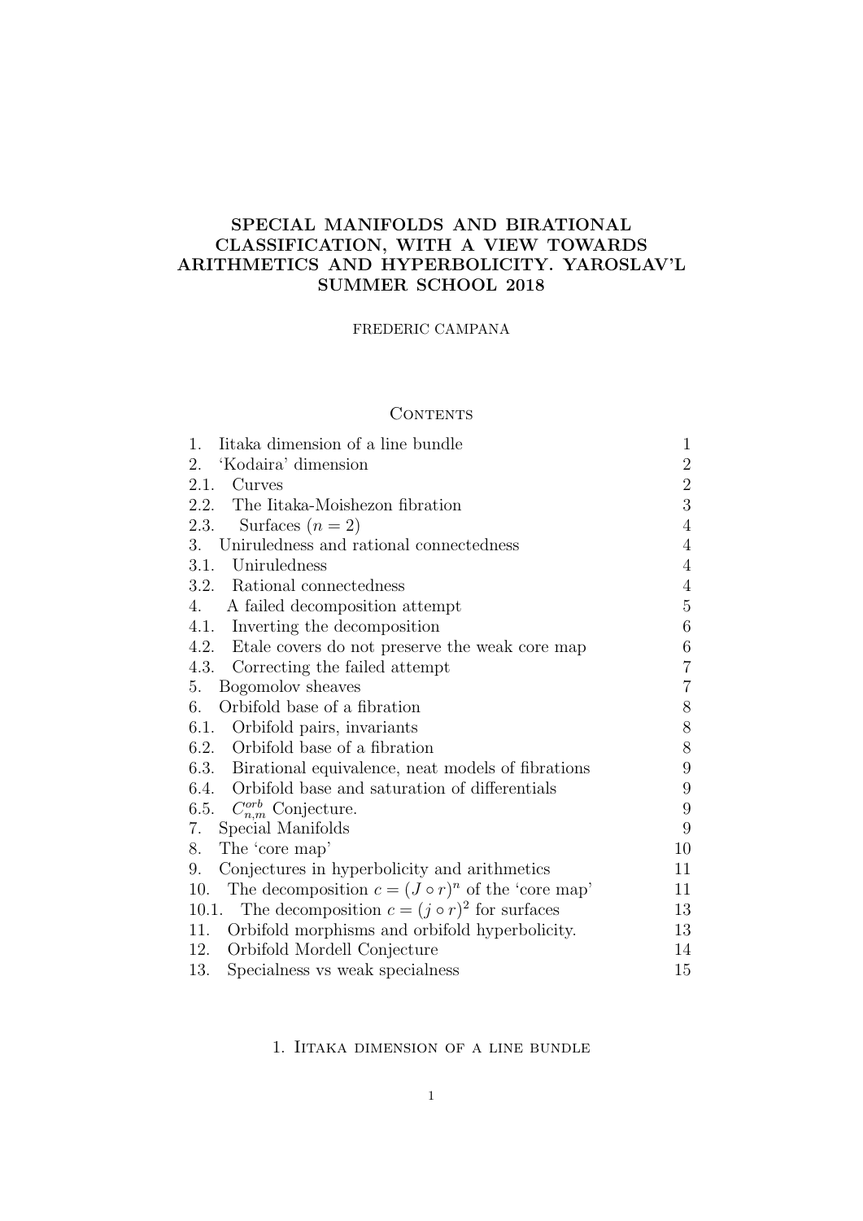# SPECIAL MANIFOLDS AND BIRATIONAL CLASSIFICATION, WITH A VIEW TOWARDS ARITHMETICS AND HYPERBOLICITY. YAROSLAV'L SUMMER SCHOOL 2018

FREDERIC CAMPANA

## Contents

| | |
|---|---|
| 1. Iitaka dimension of a line bundle | 1 |
| 2. 'Kodaira' dimension | 2 |
| 2.1. Curves | 2 |
| 2.2. The Iitaka-Moishezon fibration | 3 |
| 2.3. Surfaces ($n = 2$) | 4 |
| 3. Uniruledness and rational connectedness | 4 |
| 3.1. Uniruledness | 4 |
| 3.2. Rational connectedness | 4 |
| 4. A failed decomposition attempt | 5 |
| 4.1. Inverting the decomposition | 6 |
| 4.2. Etale covers do not preserve the weak core map | 6 |
| 4.3. Correcting the failed attempt | 7 |
| 5. Bogomolov sheaves | 7 |
| 6. Orbifold base of a fibration | 8 |
| 6.1. Orbifold pairs, invariants | 8 |
| 6.2. Orbifold base of a fibration | 8 |
| 6.3. Birational equivalence, neat models of fibrations | 9 |
| 6.4. Orbifold base and saturation of differentials | 9 |
| 6.5. $C_{n,m}^{orb}$ Conjecture. | 9 |
| 7. Special Manifolds | 9 |
| 8. The 'core map' | 10 |
| 9. Conjectures in hyperbolicity and arithmetics | 11 |
| 10. The decomposition $c = (J \circ r)^n$ of the 'core map' | 11 |
| 10.1. The decomposition $c = (j \circ r)^2$ for surfaces | 13 |
| 11. Orbifold morphisms and orbifold hyperbolicity. | 13 |
| 12. Orbifold Mordell Conjecture | 14 |
| 13. Specialness vs weak specialness | 15 |

## 1. Iitaka dimension of a line bundle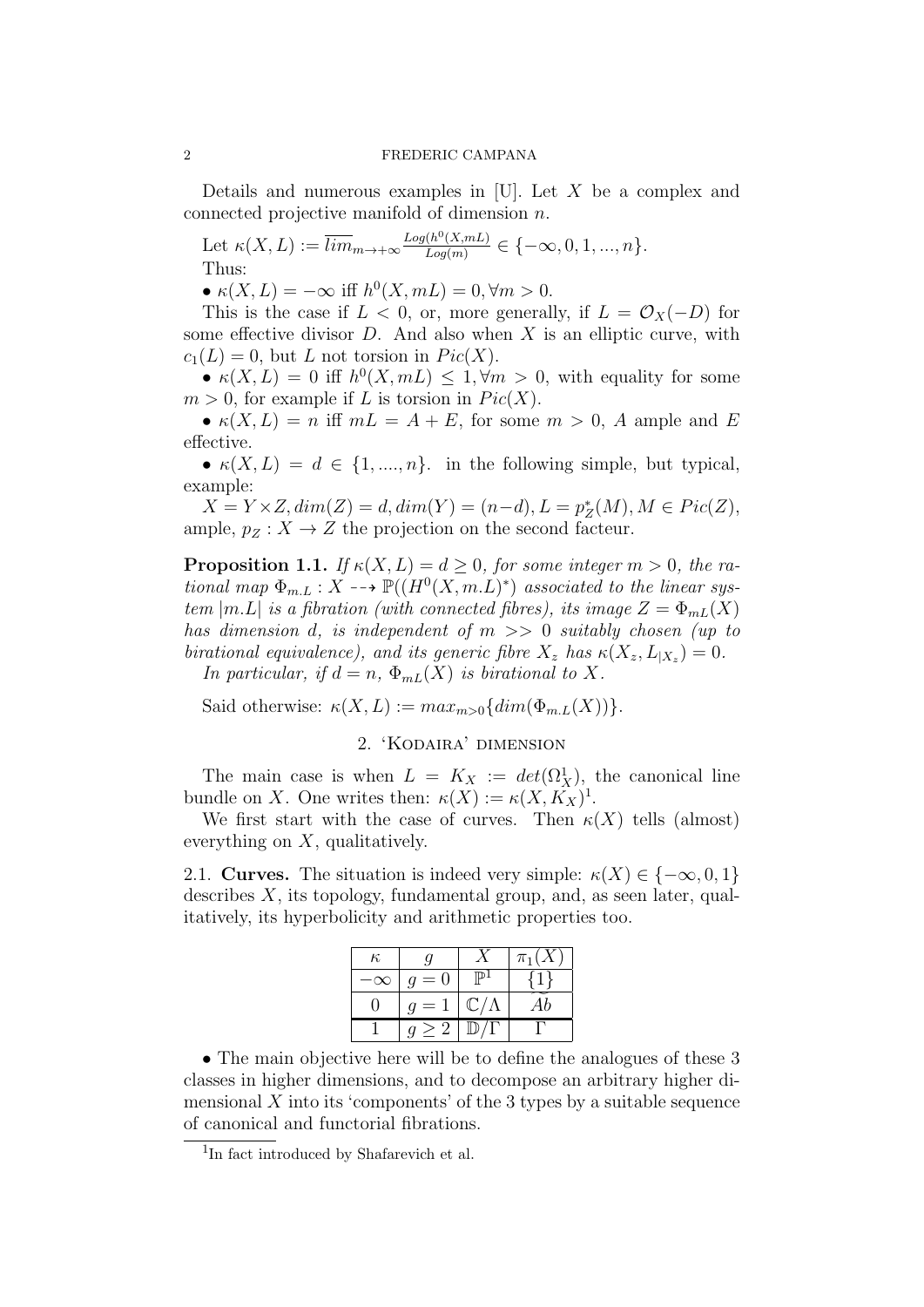Details and numerous examples in [U]. Let $X$ be a complex and connected projective manifold of dimension $n$.

Let $\kappa(X, L) := \overline{lim}_{m\to+\infty}\frac{Log(h^0(X,mL)}{Log(m)} \in \{-\infty, 0, 1, ..., n\}$.

Thus:

• $\kappa(X, L) = -\infty$ iff $h^0(X, mL) = 0, \forall m > 0$.

This is the case if $L < 0$, or, more generally, if $L = \mathcal{O}_X(-D)$ for some effective divisor $D$. And also when $X$ is an elliptic curve, with $c_1(L) = 0$, but $L$ not torsion in $Pic(X)$.

• $\kappa(X, L) = 0$ iff $h^0(X, mL) \leq 1, \forall m > 0$, with equality for some $m > 0$, for example if $L$ is torsion in $Pic(X)$.

• $\kappa(X, L) = n$ iff $mL = A + E$, for some $m > 0$, $A$ ample and $E$ effective.

• $\kappa(X, L) = d \in \{1, ...., n\}$. in the following simple, but typical, example:

$X = Y \times Z, dim(Z) = d, dim(Y) = (n-d), L = p_Z^*(M), M \in Pic(Z)$, ample, $p_Z : X \to Z$ the projection on the second facteur.

**Proposition 1.1.** *If $\kappa(X, L) = d \geq 0$, for some integer $m > 0$, the rational map $\Phi_{m.L} : X \dashrightarrow \mathbb{P}((H^0(X, m.L)^*)$ associated to the linear system $|m.L|$ is a fibration (with connected fibres), its image $Z = \Phi_{mL}(X)$ has dimension $d$, is independent of $m >> 0$ suitably chosen (up to birational equivalence), and its generic fibre $X_z$ has $\kappa(X_z, L_{|X_z}) = 0$.*

*In particular, if $d = n$, $\Phi_{mL}(X)$ is birational to $X$.*

Said otherwise: $\kappa(X, L) := max_{m>0}\{dim(\Phi_{m.L}(X))\}$.

## 2. 'Kodaira' dimension

The main case is when $L = K_X := det(\Omega_X^1)$, the canonical line bundle on $X$. One writes then: $\kappa(X) := \kappa(X, K_X)$[1].

We first start with the case of curves. Then $\kappa(X)$ tells (almost) everything on $X$, qualitatively.

### 2.1. Curves.

The situation is indeed very simple: $\kappa(X) \in \{-\infty, 0, 1\}$ describes $X$, its topology, fundamental group, and, as seen later, qualitatively, its hyperbolicity and arithmetic properties too.

| $\kappa$ | $g$ | $X$ | $\pi_1(X)$ |
|---|---|---|---|
| $-\infty$ | $g = 0$ | $\mathbb{P}^1$ | $\{1\}$ |
| $0$ | $g = 1$ | $\mathbb{C}/\Lambda$ | $\widetilde{Ab}$ |
| $1$ | $g \geq 2$ | $\mathbb{D}/\Gamma$ | $\Gamma$ |

• The main objective here will be to define the analogues of these 3 classes in higher dimensions, and to decompose an arbitrary higher dimensional $X$ into its 'components' of the 3 types by a suitable sequence of canonical and functorial fibrations.

[1] In fact introduced by Shafarevich et al.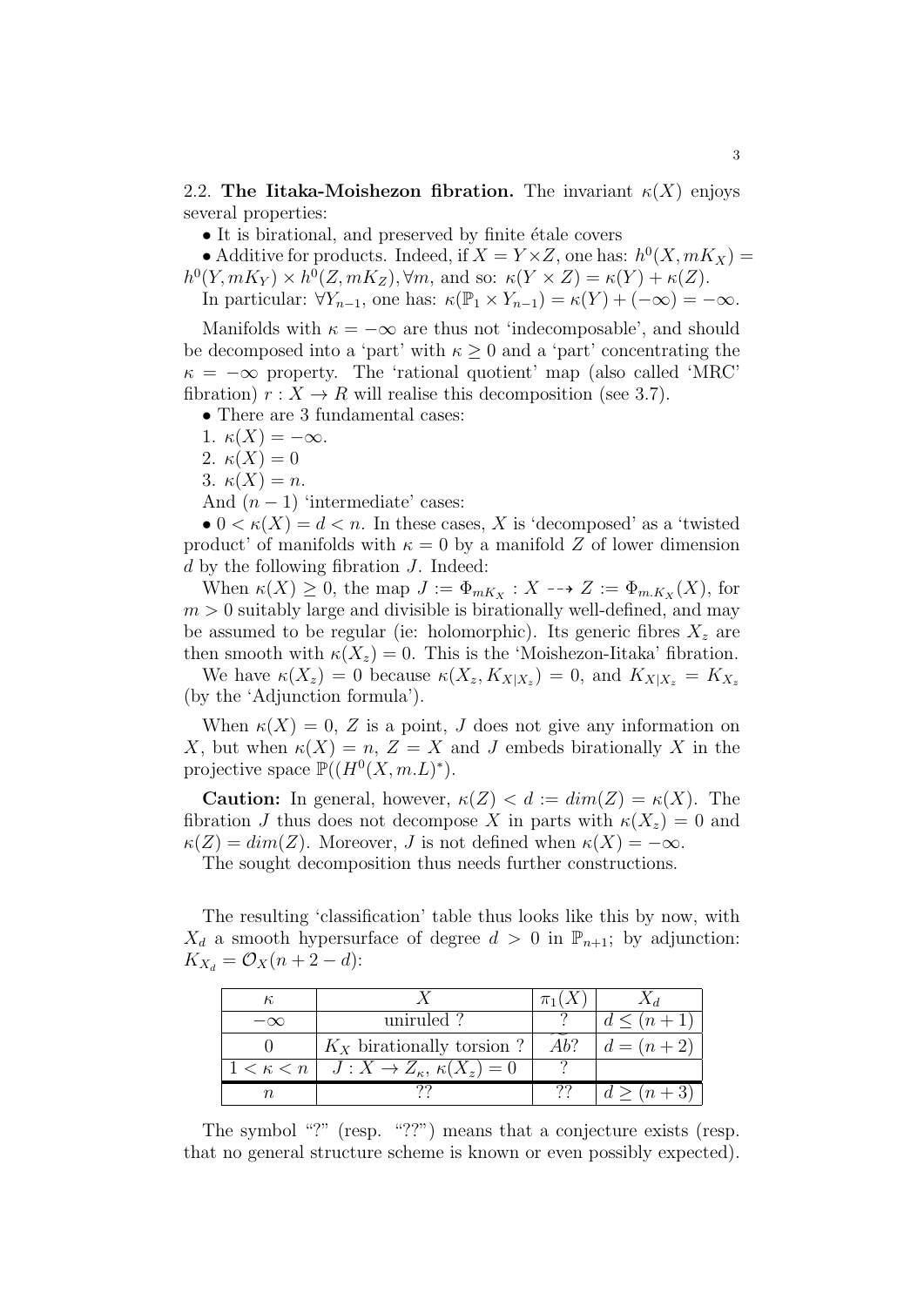2.2. **The Iitaka-Moishezon fibration.** The invariant $\kappa(X)$ enjoys several properties:

• It is birational, and preserved by finite étale covers

• Additive for products. Indeed, if $X = Y \times Z$, one has: $h^0(X, mK_X) = h^0(Y, mK_Y) \times h^0(Z, mK_Z), \forall m$, and so: $\kappa(Y \times Z) = \kappa(Y) + \kappa(Z)$.

In particular: $\forall Y_{n-1}$, one has: $\kappa(\mathbb{P}_1 \times Y_{n-1}) = \kappa(Y) + (-\infty) = -\infty$.

Manifolds with $\kappa = -\infty$ are thus not 'indecomposable', and should be decomposed into a 'part' with $\kappa \geq 0$ and a 'part' concentrating the $\kappa = -\infty$ property. The 'rational quotient' map (also called 'MRC' fibration) $r : X \to R$ will realise this decomposition (see 3.7).

• There are 3 fundamental cases:

1. $\kappa(X) = -\infty$.
2. $\kappa(X) = 0$
3. $\kappa(X) = n$.

And $(n-1)$ 'intermediate' cases:

• $0 < \kappa(X) = d < n$. In these cases, $X$ is 'decomposed' as a 'twisted product' of manifolds with $\kappa = 0$ by a manifold $Z$ of lower dimension $d$ by the following fibration $J$. Indeed:

When $\kappa(X) \geq 0$, the map $J := \Phi_{mK_X} : X \dashrightarrow Z := \Phi_{m.K_X}(X)$, for $m > 0$ suitably large and divisible is birationally well-defined, and may be assumed to be regular (ie: holomorphic). Its generic fibres $X_z$ are then smooth with $\kappa(X_z) = 0$. This is the 'Moishezon-Iitaka' fibration.

We have $\kappa(X_z) = 0$ because $\kappa(X_z, K_{X|X_z}) = 0$, and $K_{X|X_z} = K_{X_z}$ (by the 'Adjunction formula').

When $\kappa(X) = 0$, $Z$ is a point, $J$ does not give any information on $X$, but when $\kappa(X) = n$, $Z = X$ and $J$ embeds birationally $X$ in the projective space $\mathbb{P}((H^0(X, m.L)^*)$.

**Caution:** In general, however, $\kappa(Z) < d := dim(Z) = \kappa(X)$. The fibration $J$ thus does not decompose $X$ in parts with $\kappa(X_z) = 0$ and $\kappa(Z) = dim(Z)$. Moreover, $J$ is not defined when $\kappa(X) = -\infty$.

The sought decomposition thus needs further constructions.

The resulting 'classification' table thus looks like this by now, with $X_d$ a smooth hypersurface of degree $d > 0$ in $\mathbb{P}_{n+1}$; by adjunction: $K_{X_d} = \mathcal{O}_X(n+2-d)$:

| $\kappa$ | $X$ | $\pi_1(X)$ | $X_d$ |
|---|---|---|---|
| $-\infty$ | uniruled ? | ? | $d \leq (n+1)$ |
| $0$ | $K_X$ birationally torsion ? | $\widetilde{Ab}$? | $d = (n+2)$ |
| $1 < \kappa < n$ | $J : X \to Z_\kappa, \kappa(X_z) = 0$ | ? | |
| $n$ | ?? | ?? | $d \geq (n+3)$ |

The symbol "?" (resp. "??") means that a conjecture exists (resp. that no general structure scheme is known or even possibly expected).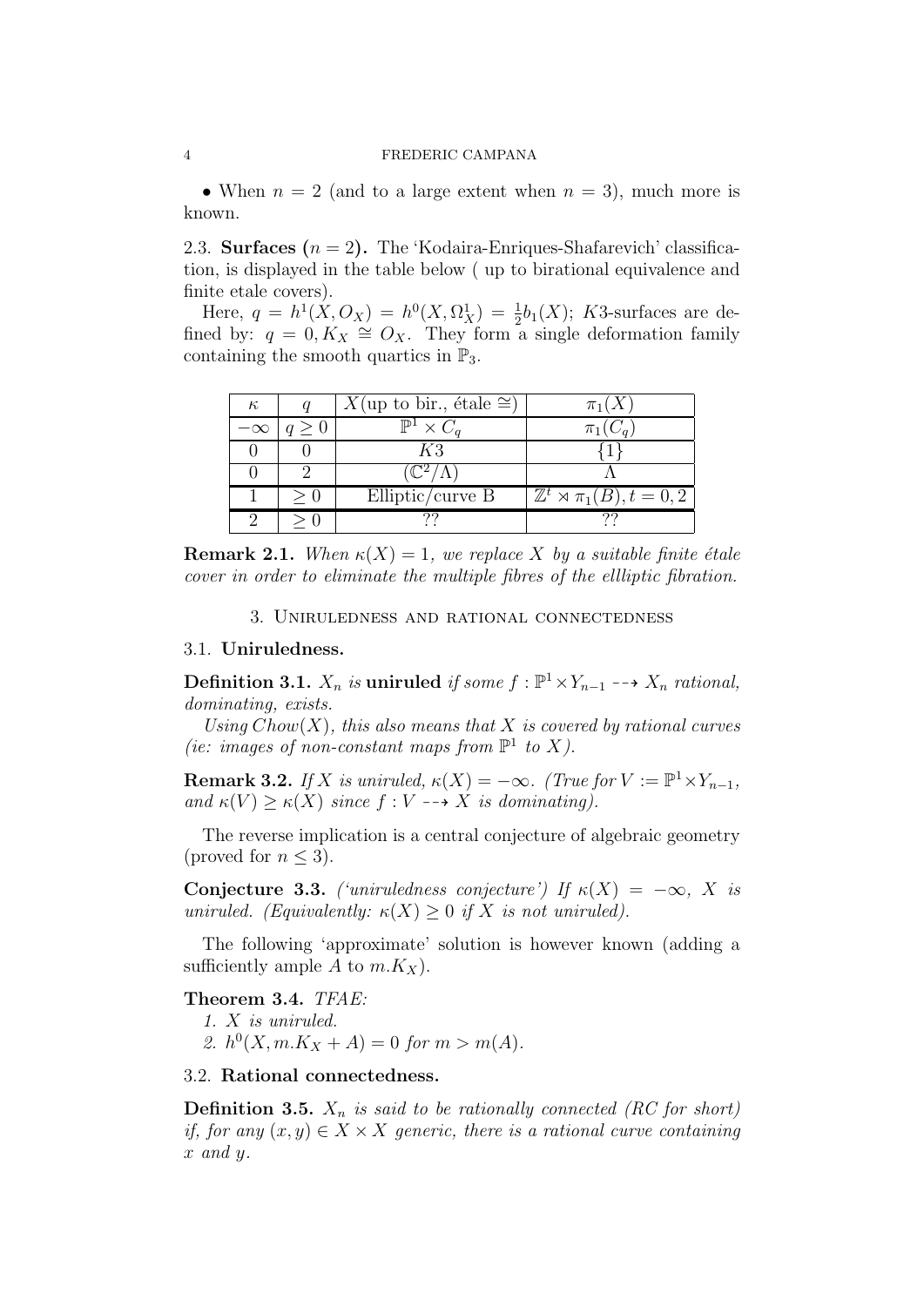• When $n = 2$ (and to a large extent when $n = 3$), much more is known.

### 2.3. Surfaces ($n = 2$).

The 'Kodaira-Enriques-Shafarevich' classification, is displayed in the table below ( up to birational equivalence and finite etale covers).

Here, $q = h^1(X, O_X) = h^0(X, \Omega^1_X) = \frac{1}{2}b_1(X)$; $K3$-surfaces are defined by: $q = 0, K_X \cong O_X$. They form a single deformation family containing the smooth quartics in $\mathbb{P}_3$.

| $\kappa$ | $q$ | $X$(up to bir., étale $\cong$) | $\pi_1(X)$ |
|---|---|---|---|
| $-\infty$ | $q \geq 0$ | $\mathbb{P}^1 \times C_q$ | $\pi_1(C_q)$ |
| $0$ | $0$ | $K3$ | $\{1\}$ |
| $0$ | $2$ | $(\mathbb{C}^2/\Lambda)$ | $\Lambda$ |
| $1$ | $\geq 0$ | Elliptic/curve B | $\mathbb{Z}^t \rtimes \pi_1(B), t = 0, 2$ |
| $2$ | $\geq 0$ | ?? | ?? |

**Remark 2.1.** *When $\kappa(X) = 1$, we replace $X$ by a suitable finite étale cover in order to eliminate the multiple fibres of the ellliptic fibration.*

## 3. Uniruledness and rational connectedness

### 3.1. Uniruledness.

**Definition 3.1.** *$X_n$ is* **uniruled** *if some $f : \mathbb{P}^1 \times Y_{n-1} \dashrightarrow X_n$ rational, dominating, exists.*

*Using $Chow(X)$, this also means that $X$ is covered by rational curves (ie: images of non-constant maps from $\mathbb{P}^1$ to $X$).*

**Remark 3.2.** *If $X$ is uniruled, $\kappa(X) = -\infty$. (True for $V := \mathbb{P}^1 \times Y_{n-1}$, and $\kappa(V) \geq \kappa(X)$ since $f : V \dashrightarrow X$ is dominating).*

The reverse implication is a central conjecture of algebraic geometry (proved for $n \leq 3$).

**Conjecture 3.3.** *('uniruledness conjecture') If $\kappa(X) = -\infty$, $X$ is uniruled. (Equivalently: $\kappa(X) \geq 0$ if $X$ is not uniruled).*

The following 'approximate' solution is however known (adding a sufficiently ample $A$ to $m.K_X$).

**Theorem 3.4.** *TFAE:*

*1. $X$ is uniruled.*
*2. $h^0(X, m.K_X + A) = 0$ for $m > m(A)$.*

### 3.2. Rational connectedness.

**Definition 3.5.** *$X_n$ is said to be rationally connected (RC for short) if, for any $(x, y) \in X \times X$ generic, there is a rational curve containing $x$ and $y$.*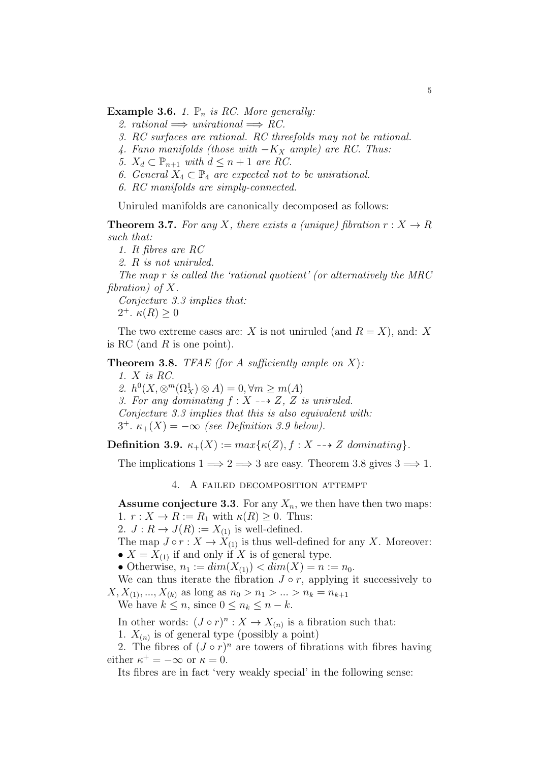**Example 3.6.** *1. $\mathbb{P}_n$ is RC. More generally:*

*2. rational $\Longrightarrow$ unirational $\Longrightarrow$ RC.*

*3. RC surfaces are rational. RC threefolds may not be rational.*

*4. Fano manifolds (those with $-K_X$ ample) are RC. Thus:*

*5. $X_d \subset \mathbb{P}_{n+1}$ with $d \leq n+1$ are RC.*

*6. General $X_4 \subset \mathbb{P}_4$ are expected not to be unirational.*

*6. RC manifolds are simply-connected.*

Uniruled manifolds are canonically decomposed as follows:

**Theorem 3.7.** *For any $X$, there exists a (unique) fibration $r : X \to R$ such that:*

*1. It fibres are RC*

*2. $R$ is not uniruled.*

*The map $r$ is called the 'rational quotient' (or alternatively the MRC fibration) of $X$.*

*Conjecture 3.3 implies that:*

*$2^+$. $\kappa(R) \geq 0$*

The two extreme cases are: $X$ is not uniruled (and $R = X$), and: $X$ is RC (and $R$ is one point).

**Theorem 3.8.** *TFAE (for $A$ sufficiently ample on $X$):*

*1. $X$ is RC.*

*2. $h^0(X, \otimes^m(\Omega^1_X) \otimes A) = 0, \forall m \geq m(A)$*

*3. For any dominating $f : X \dashrightarrow Z$, $Z$ is uniruled.*

*Conjecture 3.3 implies that this is also equivalent with:*

*$3^+$. $\kappa_+(X) = -\infty$ (see Definition 3.9 below).*

**Definition 3.9.** $\kappa_+(X) := max\{\kappa(Z), f : X \dashrightarrow Z \text{ dominating}\}$.

The implications $1 \Longrightarrow 2 \Longrightarrow 3$ are easy. Theorem 3.8 gives $3 \Longrightarrow 1$.

## 4. A failed decomposition attempt

**Assume conjecture 3.3**. For any $X_n$, we then have then two maps:

1. $r : X \to R := R_1$ with $\kappa(R) \geq 0$. Thus:

2. $J : R \to J(R) := X_{(1)}$ is well-defined.

The map $J \circ r : X \to X_{(1)}$ is thus well-defined for any $X$. Moreover:

- $X = X_{(1)}$ if and only if $X$ is of general type.
- Otherwise, $n_1 := dim(X_{(1)}) < dim(X) = n := n_0$.

We can thus iterate the fibration $J \circ r$, applying it successively to $X, X_{(1)}, ..., X_{(k)}$ as long as $n_0 > n_1 > ... > n_k = n_{k+1}$

We have $k \leq n$, since $0 \leq n_k \leq n - k$.

In other words: $(J \circ r)^n : X \to X_{(n)}$ is a fibration such that:

1. $X_{(n)}$ is of general type (possibly a point)

2. The fibres of $(J \circ r)^n$ are towers of fibrations with fibres having either $\kappa^+ = -\infty$ or $\kappa = 0$.

Its fibres are in fact 'very weakly special' in the following sense: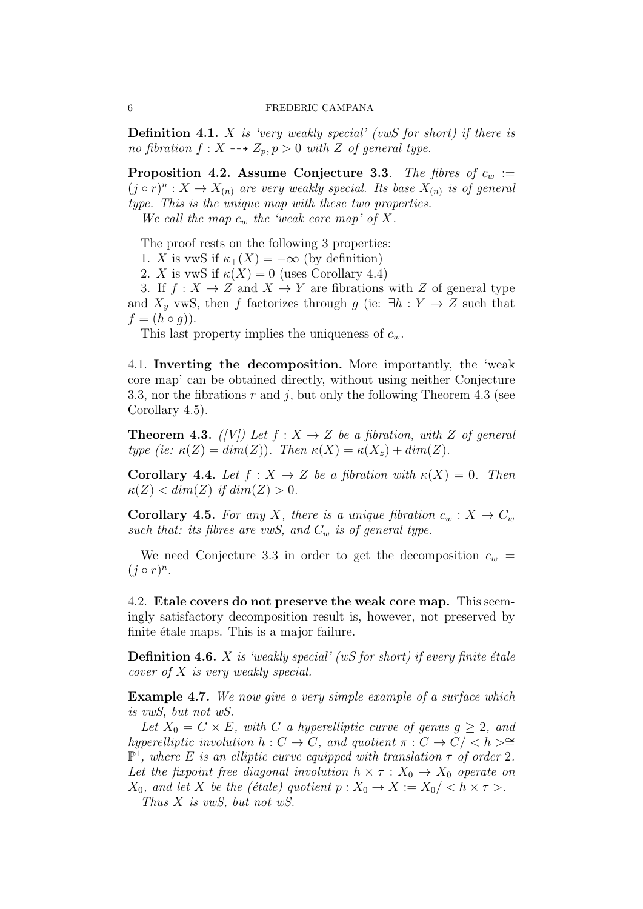**Definition 4.1.** *$X$ is 'very weakly special' (vwS for short) if there is no fibration $f : X \dashrightarrow Z_p, p > 0$ with $Z$ of general type.*

**Proposition 4.2. Assume Conjecture 3.3**. *The fibres of $c_w := (j \circ r)^n : X \to X_{(n)}$ are very weakly special. Its base $X_{(n)}$ is of general type. This is the unique map with these two properties.*

*We call the map $c_w$ the 'weak core map' of $X$.*

The proof rests on the following 3 properties:

1. $X$ is vwS if $\kappa_+(X) = -\infty$ (by definition)

2. $X$ is vwS if $\kappa(X) = 0$ (uses Corollary 4.4)

3. If $f : X \to Z$ and $X \to Y$ are fibrations with $Z$ of general type and $X_y$ vwS, then $f$ factorizes through $g$ (ie: $\exists h : Y \to Z$ such that $f = (h \circ g)$).

This last property implies the uniqueness of $c_w$.

4.1. **Inverting the decomposition.** More importantly, the 'weak core map' can be obtained directly, without using neither Conjecture 3.3, nor the fibrations $r$ and $j$, but only the following Theorem 4.3 (see Corollary 4.5).

**Theorem 4.3.** *([V]) Let $f : X \to Z$ be a fibration, with $Z$ of general type (ie: $\kappa(Z) = dim(Z)$). Then $\kappa(X) = \kappa(X_z) + dim(Z)$.*

**Corollary 4.4.** *Let $f : X \to Z$ be a fibration with $\kappa(X) = 0$. Then $\kappa(Z) < dim(Z)$ if $dim(Z) > 0$.*

**Corollary 4.5.** *For any $X$, there is a unique fibration $c_w : X \to C_w$ such that: its fibres are vwS, and $C_w$ is of general type.*

We need Conjecture 3.3 in order to get the decomposition $c_w = (j \circ r)^n$.

4.2. **Etale covers do not preserve the weak core map.** This seemingly satisfactory decomposition result is, however, not preserved by finite étale maps. This is a major failure.

**Definition 4.6.** *$X$ is 'weakly special' (wS for short) if every finite étale cover of $X$ is very weakly special.*

**Example 4.7.** *We now give a very simple example of a surface which is vwS, but not wS.*

*Let $X_0 = C \times E$, with $C$ a hyperelliptic curve of genus $g \geq 2$, and hyperelliptic involution $h : C \to C$, and quotient $\pi : C \to C/ < h > \cong \mathbb{P}^1$, where $E$ is an elliptic curve equipped with translation $\tau$ of order 2. Let the fixpoint free diagonal involution $h \times \tau : X_0 \to X_0$ operate on $X_0$, and let $X$ be the (étale) quotient $p : X_0 \to X := X_0/ < h \times \tau >$.*

*Thus $X$ is vwS, but not wS.*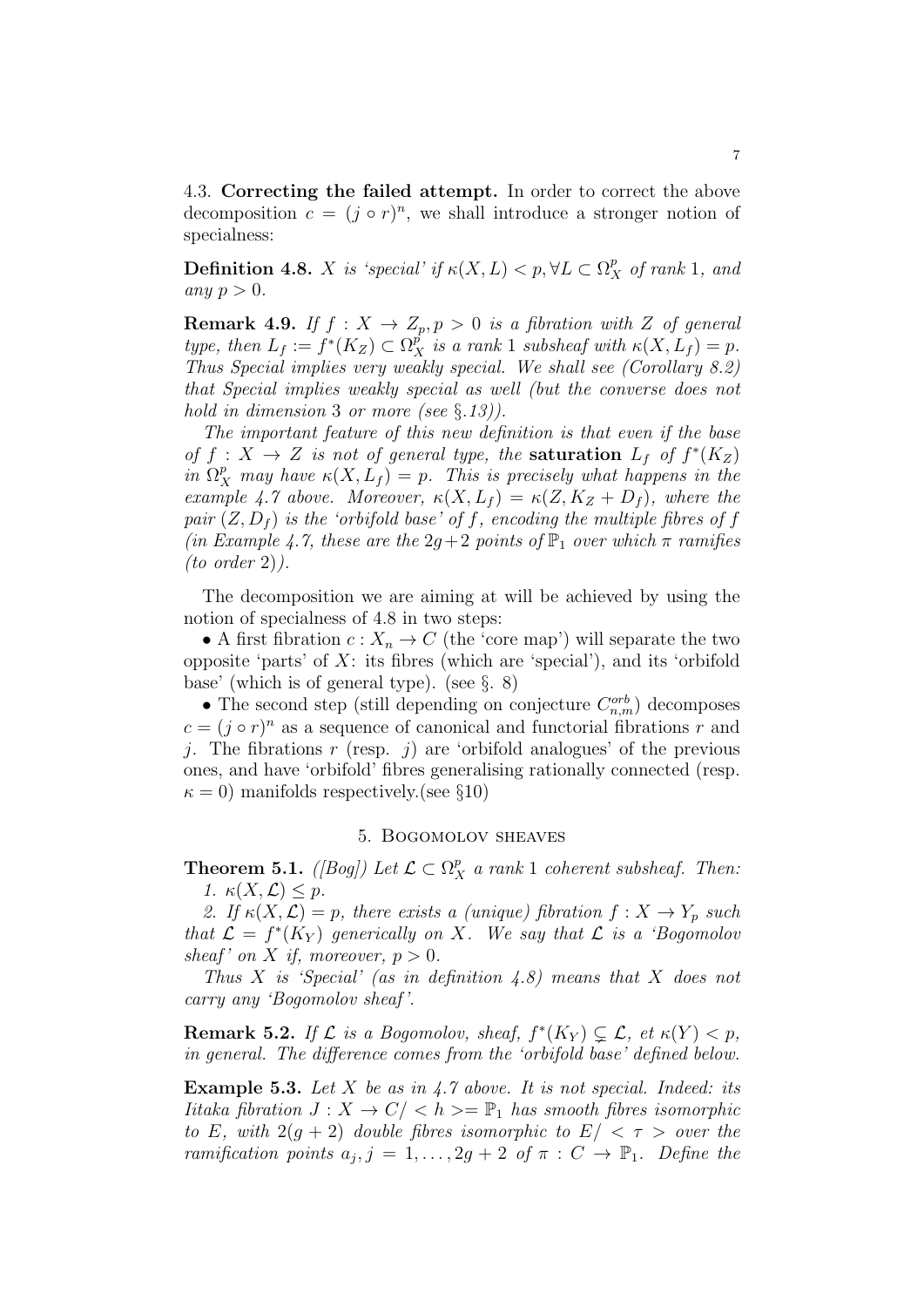4.3. **Correcting the failed attempt.** In order to correct the above decomposition $c = (j \circ r)^n$, we shall introduce a stronger notion of specialness:

**Definition 4.8.** *$X$ is 'special' if $\kappa(X, L) < p, \forall L \subset \Omega^p_X$ of rank 1, and any $p > 0$.*

**Remark 4.9.** *If $f : X \to Z_p, p > 0$ is a fibration with $Z$ of general type, then $L_f := f^*(K_Z) \subset \Omega^p_X$ is a rank 1 subsheaf with $\kappa(X, L_f) = p$. Thus Special implies very weakly special. We shall see (Corollary 8.2) that Special implies weakly special as well (but the converse does not hold in dimension 3 or more (see §.13)).*

*The important feature of this new definition is that even if the base of $f : X \to Z$ is not of general type, the* **saturation** *$L_f$ of $f^*(K_Z)$ in $\Omega^p_X$ may have $\kappa(X, L_f) = p$. This is precisely what happens in the example 4.7 above. Moreover, $\kappa(X, L_f) = \kappa(Z, K_Z + D_f)$, where the pair $(Z, D_f)$ is the 'orbifold base' of $f$, encoding the multiple fibres of $f$ (in Example 4.7, these are the $2g+2$ points of $\mathbb{P}_1$ over which $\pi$ ramifies (to order 2)).*

The decomposition we are aiming at will be achieved by using the notion of specialness of 4.8 in two steps:

• A first fibration $c : X_n \to C$ (the 'core map') will separate the two opposite 'parts' of $X$: its fibres (which are 'special'), and its 'orbifold base' (which is of general type). (see §. 8)

• The second step (still depending on conjecture $C^{orb}_{n,m}$) decomposes $c = (j \circ r)^n$ as a sequence of canonical and functorial fibrations $r$ and $j$. The fibrations $r$ (resp. $j$) are 'orbifold analogues' of the previous ones, and have 'orbifold' fibres generalising rationally connected (resp. $\kappa = 0$) manifolds respectively.(see §10)

## 5. Bogomolov sheaves

**Theorem 5.1.** *([Bog]) Let $\mathcal{L} \subset \Omega^p_X$ a rank 1 coherent subsheaf. Then:*
*1. $\kappa(X, \mathcal{L}) \leq p$.*
*2. If $\kappa(X, \mathcal{L}) = p$, there exists a (unique) fibration $f : X \to Y_p$ such that $\mathcal{L} = f^*(K_Y)$ generically on $X$. We say that $\mathcal{L}$ is a 'Bogomolov sheaf' on $X$ if, moreover, $p > 0$.*

*Thus $X$ is 'Special' (as in definition 4.8) means that $X$ does not carry any 'Bogomolov sheaf'.*

**Remark 5.2.** *If $\mathcal{L}$ is a Bogomolov, sheaf, $f^*(K_Y) \subsetneq \mathcal{L}$, et $\kappa(Y) < p$, in general. The difference comes from the 'orbifold base' defined below.*

**Example 5.3.** *Let $X$ be as in 4.7 above. It is not special. Indeed: its Iitaka fibration $J : X \to C/ < h >= \mathbb{P}_1$ has smooth fibres isomorphic to $E$, with $2(g+2)$ double fibres isomorphic to $E/ < \tau >$ over the ramification points $a_j, j = 1, \ldots, 2g+2$ of $\pi : C \to \mathbb{P}_1$. Define the*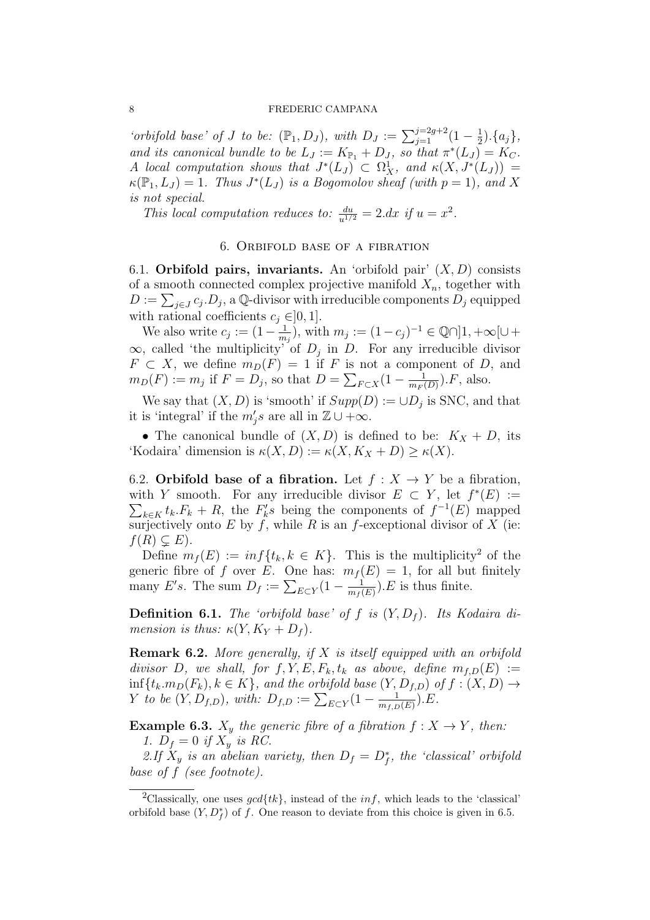*'orbifold base' of $J$ to be: $(\mathbb{P}_1, D_J)$, with $D_J := \sum_{j=1}^{j=2g+2}(1-\frac{1}{2}).\{a_j\}$, and its canonical bundle to be $L_J := K_{\mathbb{P}_1} + D_J$, so that $\pi^*(L_J) = K_C$. A local computation shows that $J^*(L_J) \subset \Omega^1_X$, and $\kappa(X, J^*(L_J)) = \kappa(\mathbb{P}_1, L_J) = 1$. Thus $J^*(L_J)$ is a Bogomolov sheaf (with $p = 1$), and $X$ is not special.*

*This local computation reduces to: $\frac{du}{u^{1/2}} = 2.dx$ if $u = x^2$.*

## 6. Orbifold base of a fibration

6.1. **Orbifold pairs, invariants.** An 'orbifold pair' $(X, D)$ consists of a smooth connected complex projective manifold $X_n$, together with $D := \sum_{j\in J} c_j.D_j$, a $\mathbb{Q}$-divisor with irreducible components $D_j$ equipped with rational coefficients $c_j \in ]0,1]$.

We also write $c_j := (1-\frac{1}{m_j})$, with $m_j := (1-c_j)^{-1} \in \mathbb{Q}\cap]1,+\infty[\cup+\infty$, called 'the multiplicity' of $D_j$ in $D$. For any irreducible divisor $F \subset X$, we define $m_D(F) = 1$ if $F$ is not a component of $D$, and $m_D(F) := m_j$ if $F = D_j$, so that $D = \sum_{F\subset X}(1-\frac{1}{m_F(D)}).F$, also.

We say that $(X, D)$ is 'smooth' if $Supp(D) := \cup D_j$ is SNC, and that it is 'integral' if the $m_j's$ are all in $\mathbb{Z}\cup+\infty$.

- The canonical bundle of $(X, D)$ is defined to be: $K_X + D$, its 'Kodaira' dimension is $\kappa(X, D) := \kappa(X, K_X + D) \geq \kappa(X)$.

6.2. **Orbifold base of a fibration.** Let $f : X \to Y$ be a fibration, with $Y$ smooth. For any irreducible divisor $E \subset Y$, let $f^*(E) := \sum_{k\in K} t_k.F_k + R$, the $F_k's$ being the components of $f^{-1}(E)$ mapped surjectively onto $E$ by $f$, while $R$ is an $f$-exceptional divisor of $X$ (ie: $f(R) \subsetneq E$).

Define $m_f(E) := inf\{t_k, k \in K\}$. This is the multiplicity[2] of the generic fibre of $f$ over $E$. One has: $m_f(E) = 1$, for all but finitely many $E's$. The sum $D_f := \sum_{E\subset Y}(1-\frac{1}{m_f(E)}).E$ is thus finite.

**Definition 6.1.** *The 'orbifold base' of $f$ is $(Y, D_f)$. Its Kodaira dimension is thus: $\kappa(Y, K_Y + D_f)$.*

**Remark 6.2.** *More generally, if $X$ is itself equipped with an orbifold divisor $D$, we shall, for $f, Y, E, F_k, t_k$ as above, define $m_{f,D}(E) := \inf\{t_k.m_D(F_k), k \in K\}$, and the orbifold base $(Y, D_{f,D})$ of $f : (X, D) \to Y$ to be $(Y, D_{f,D})$, with: $D_{f,D} := \sum_{E\subset Y}(1-\frac{1}{m_{f,D}(E)}).E$.*

**Example 6.3.** *$X_y$ the generic fibre of a fibration $f : X \to Y$, then:*

*1. $D_f = 0$ if $X_y$ is RC.*

*2.If $X_y$ is an abelian variety, then $D_f = D^*_f$, the 'classical' orbifold base of $f$ (see footnote).*

[2] Classically, one uses $gcd\{tk\}$, instead of the $inf$, which leads to the 'classical' orbifold base $(Y, D^*_f)$ of $f$. One reason to deviate from this choice is given in 6.5.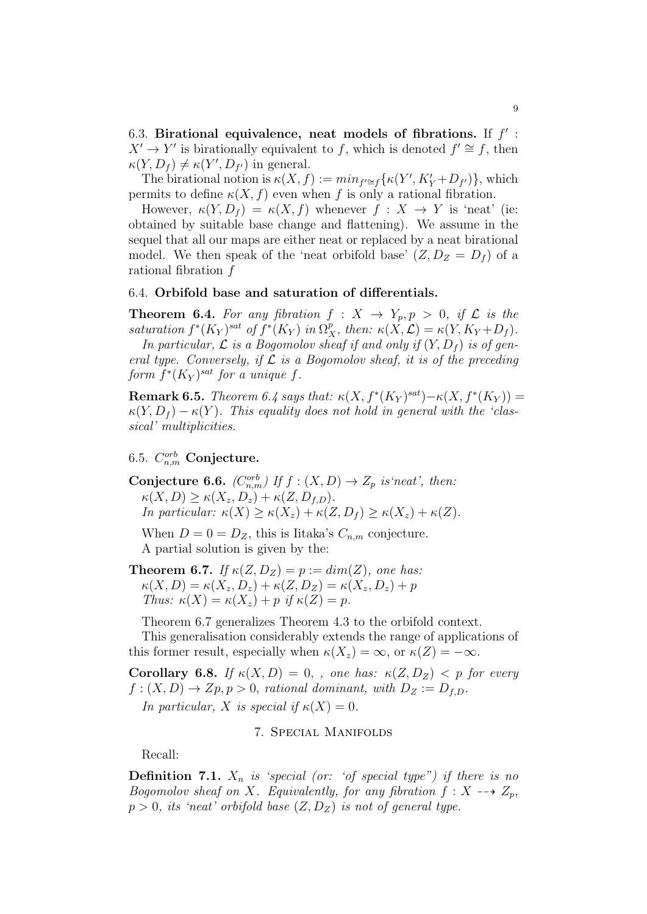### 6.3. Birational equivalence, neat models of fibrations.

If $f' : X' \to Y'$ is birationally equivalent to $f$, which is denoted $f' \cong f$, then $\kappa(Y, D_f) \neq \kappa(Y', D_{f'})$ in general.

The birational notion is $\kappa(X, f) := min_{f' \cong f}\{\kappa(Y', K'_Y + D_{f'})\}$, which permits to define $\kappa(X, f)$ even when $f$ is only a rational fibration.

However, $\kappa(Y, D_f) = \kappa(X, f)$ whenever $f : X \to Y$ is 'neat' (ie: obtained by suitable base change and flattening). We assume in the sequel that all our maps are either neat or replaced by a neat birational model. We then speak of the 'neat orbifold base' $(Z, D_Z = D_f)$ of a rational fibration $f$

### 6.4. Orbifold base and saturation of differentials.

**Theorem 6.4.** *For any fibration $f : X \to Y_p, p > 0$, if $\mathcal{L}$ is the saturation $f^*(K_Y)^{sat}$ of $f^*(K_Y)$ in $\Omega^p_X$, then: $\kappa(X, \mathcal{L}) = \kappa(Y, K_Y + D_f)$.*

*In particular, $\mathcal{L}$ is a Bogomolov sheaf if and only if $(Y, D_f)$ is of general type. Conversely, if $\mathcal{L}$ is a Bogomolov sheaf, it is of the preceding form $f^*(K_Y)^{sat}$ for a unique $f$.*

**Remark 6.5.** *Theorem 6.4 says that: $\kappa(X, f^*(K_Y)^{sat}) - \kappa(X, f^*(K_Y)) = \kappa(Y, D_f) - \kappa(Y)$. This equality does not hold in general with the 'classical' multiplicities.*

### 6.5. $C^{orb}_{n,m}$ Conjecture.

**Conjecture 6.6.** *($C^{orb}_{n,m}$) If $f : (X, D) \to Z_p$ is'neat', then:*
*$\kappa(X, D) \geq \kappa(X_z, D_z) + \kappa(Z, D_{f,D})$.*
*In particular: $\kappa(X) \geq \kappa(X_z) + \kappa(Z, D_f) \geq \kappa(X_z) + \kappa(Z)$.*

When $D = 0 = D_Z$, this is Iitaka's $C_{n,m}$ conjecture.
A partial solution is given by the:

**Theorem 6.7.** *If $\kappa(Z, D_Z) = p := dim(Z)$, one has:*
*$\kappa(X, D) = \kappa(X_z, D_z) + \kappa(Z, D_Z) = \kappa(X_z, D_z) + p$*
*Thus: $\kappa(X) = \kappa(X_z) + p$ if $\kappa(Z) = p$.*

Theorem 6.7 generalizes Theorem 4.3 to the orbifold context.

This generalisation considerably extends the range of applications of this former result, especially when $\kappa(X_z) = \infty$, or $\kappa(Z) = -\infty$.

**Corollary 6.8.** *If $\kappa(X, D) = 0$, , one has: $\kappa(Z, D_Z) < p$ for every $f : (X, D) \to Zp, p > 0$, rational dominant, with $D_Z := D_{f,D}$.*

*In particular, $X$ is special if $\kappa(X) = 0$.*

## 7. Special Manifolds

Recall:

**Definition 7.1.** *$X_n$ is 'special (or: 'of special type") if there is no Bogomolov sheaf on $X$. Equivalently, for any fibration $f : X \dashrightarrow Z_p$, $p > 0$, its 'neat' orbifold base $(Z, D_Z)$ is not of general type.*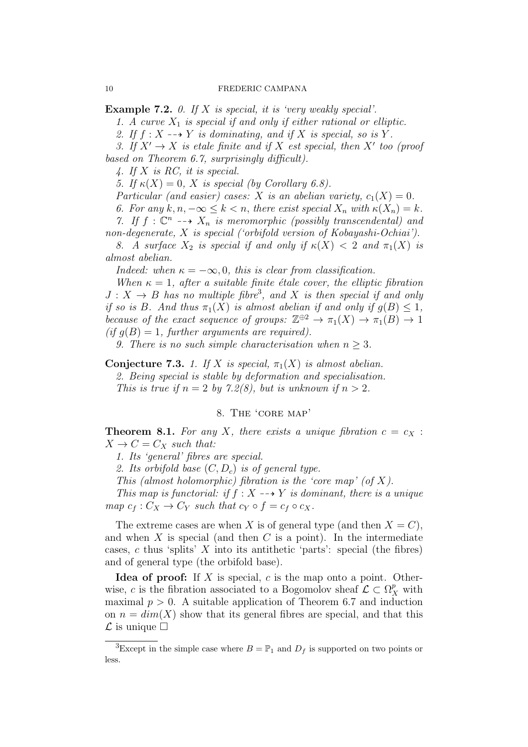**Example 7.2.** *0. If $X$ is special, it is 'very weakly special'.*

*1. A curve $X_1$ is special if and only if either rational or elliptic.*

*2. If $f : X \dashrightarrow Y$ is dominating, and if $X$ is special, so is $Y$.*

*3. If $X' \to X$ is etale finite and if $X$ est special, then $X'$ too (proof based on Theorem 6.7, surprisingly difficult).*

*4. If $X$ is RC, it is special.*

*5. If $\kappa(X) = 0$, $X$ is special (by Corollary 6.8).*

*Particular (and easier) cases: $X$ is an abelian variety, $c_1(X) = 0$.*

*6. For any $k, n, -\infty \leq k < n$, there exist special $X_n$ with $\kappa(X_n) = k$.*

*7. If $f : \mathbb{C}^n \dashrightarrow X_n$ is meromorphic (possibly transcendental) and non-degenerate, $X$ is special ('orbifold version of Kobayashi-Ochiai').*

*8. A surface $X_2$ is special if and only if $\kappa(X) < 2$ and $\pi_1(X)$ is almost abelian.*

*Indeed: when $\kappa = -\infty, 0$, this is clear from classification.*

*When $\kappa = 1$, after a suitable finite étale cover, the elliptic fibration $J : X \to B$ has no multiple fibre*[3]*, and $X$ is then special if and only if so is $B$. And thus $\pi_1(X)$ is almost abelian if and only if $g(B) \leq 1$, because of the exact sequence of groups: $\mathbb{Z}^{\oplus 2} \to \pi_1(X) \to \pi_1(B) \to 1$ (if $g(B) = 1$, further arguments are required).*

*9. There is no such simple characterisation when $n \geq 3$.*

**Conjecture 7.3.** *1. If $X$ is special, $\pi_1(X)$ is almost abelian.*

*2. Being special is stable by deformation and specialisation.*

*This is true if $n = 2$ by 7.2(8), but is unknown if $n > 2$.*

## 8. The 'core map'

**Theorem 8.1.** *For any $X$, there exists a unique fibration $c = c_X : X \to C = C_X$ such that:*

*1. Its 'general' fibres are special.*

*2. Its orbifold base $(C, D_c)$ is of general type.*

*This (almost holomorphic) fibration is the 'core map' (of $X$).*

*This map is functorial: if $f : X \dashrightarrow Y$ is dominant, there is a unique map $c_f : C_X \to C_Y$ such that $c_Y \circ f = c_f \circ c_X$.*

The extreme cases are when $X$ is of general type (and then $X = C$), and when $X$ is special (and then $C$ is a point). In the intermediate cases, $c$ thus 'splits' $X$ into its antithetic 'parts': special (the fibres) and of general type (the orbifold base).

**Idea of proof:** If $X$ is special, $c$ is the map onto a point. Otherwise, $c$ is the fibration associated to a Bogomolov sheaf $\mathcal{L} \subset \Omega_X^p$ with maximal $p > 0$. A suitable application of Theorem 6.7 and induction on $n = dim(X)$ show that its general fibres are special, and that this $\mathcal{L}$ is unique $\square$

[3] Except in the simple case where $B = \mathbb{P}_1$ and $D_f$ is supported on two points or less.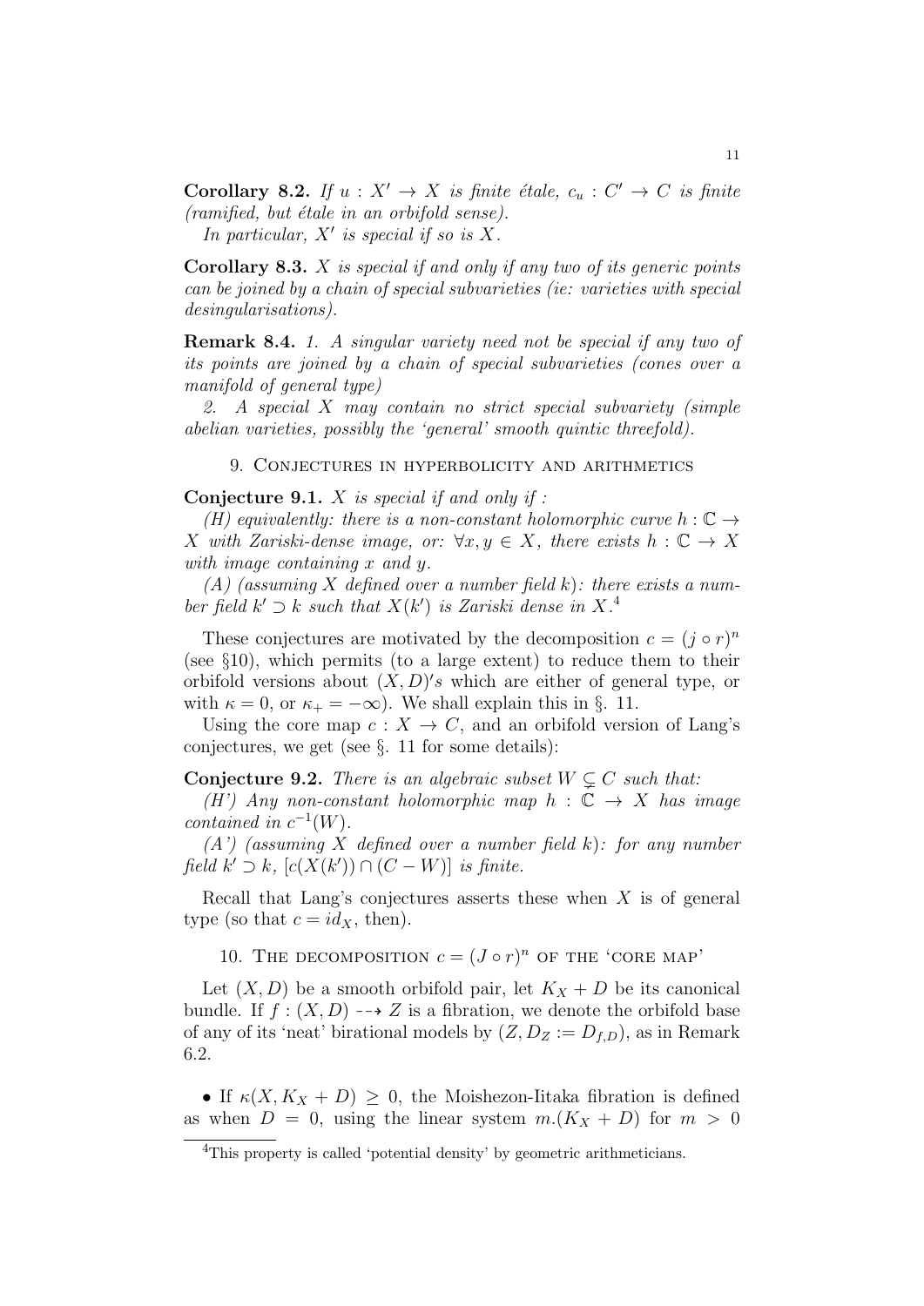**Corollary 8.2.** *If $u : X' \to X$ is finite étale, $c_u : C' \to C$ is finite (ramified, but étale in an orbifold sense).*

*In particular, $X'$ is special if so is $X$.*

**Corollary 8.3.** *$X$ is special if and only if any two of its generic points can be joined by a chain of special subvarieties (ie: varieties with special desingularisations).*

**Remark 8.4.** *1. A singular variety need not be special if any two of its points are joined by a chain of special subvarieties (cones over a manifold of general type)*

*2. A special $X$ may contain no strict special subvariety (simple abelian varieties, possibly the 'general' smooth quintic threefold).*

## 9. Conjectures in hyperbolicity and arithmetics

**Conjecture 9.1.** *$X$ is special if and only if :*

*(H) equivalently: there is a non-constant holomorphic curve $h : \mathbb{C} \to X$ with Zariski-dense image, or: $\forall x, y \in X$, there exists $h : \mathbb{C} \to X$ with image containing $x$ and $y$.*

*(A) (assuming $X$ defined over a number field $k$): there exists a number field $k' \supset k$ such that $X(k')$ is Zariski dense in $X$.*[4]

These conjectures are motivated by the decomposition $c = (j \circ r)^n$ (see §10), which permits (to a large extent) to reduce them to their orbifold versions about $(X, D)'s$ which are either of general type, or with $\kappa = 0$, or $\kappa_+ = -\infty$). We shall explain this in §. 11.

Using the core map $c : X \to C$, and an orbifold version of Lang's conjectures, we get (see §. 11 for some details):

**Conjecture 9.2.** *There is an algebraic subset $W \subsetneq C$ such that:*

*(H') Any non-constant holomorphic map $h : \mathbb{C} \to X$ has image contained in $c^{-1}(W)$.*

*(A') (assuming $X$ defined over a number field $k$): for any number field $k' \supset k$, $[c(X(k')) \cap (C - W)]$ is finite.*

Recall that Lang's conjectures asserts these when $X$ is of general type (so that $c = id_X$, then).

## 10. The decomposition $c = (J \circ r)^n$ of the 'core map'

Let $(X, D)$ be a smooth orbifold pair, let $K_X + D$ be its canonical bundle. If $f : (X, D) \dashrightarrow Z$ is a fibration, we denote the orbifold base of any of its 'neat' birational models by $(Z, D_Z := D_{f,D})$, as in Remark 6.2.

• If $\kappa(X, K_X + D) \geq 0$, the Moishezon-Iitaka fibration is defined as when $D = 0$, using the linear system $m.(K_X + D)$ for $m > 0$

[4] This property is called 'potential density' by geometric arithmeticians.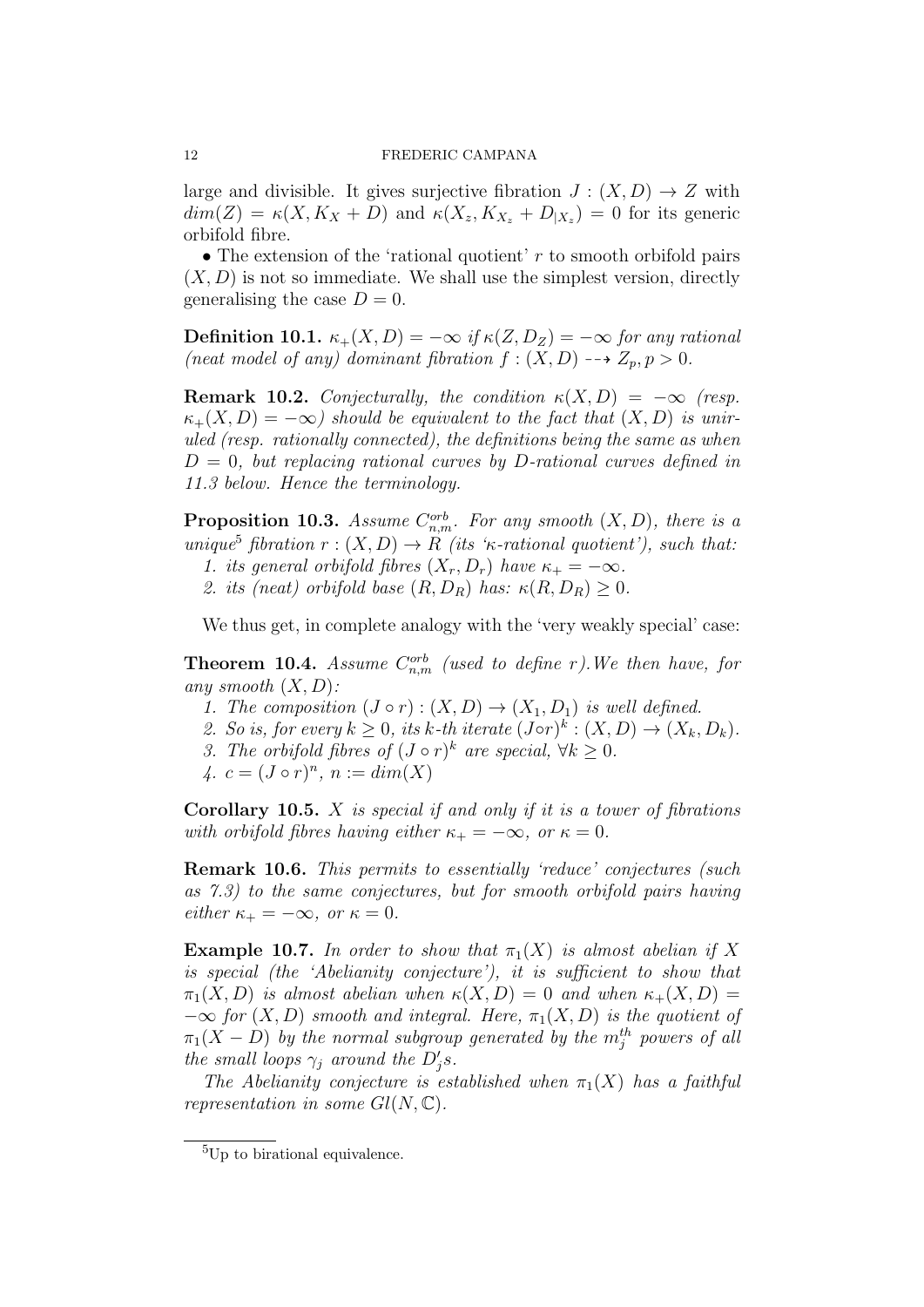large and divisible. It gives surjective fibration $J : (X, D) \to Z$ with $dim(Z) = \kappa(X, K_X + D)$ and $\kappa(X_z, K_{X_z} + D_{|X_z}) = 0$ for its generic orbifold fibre.

• The extension of the 'rational quotient' $r$ to smooth orbifold pairs $(X, D)$ is not so immediate. We shall use the simplest version, directly generalising the case $D = 0$.

**Definition 10.1.** *$\kappa_+(X, D) = -\infty$ if $\kappa(Z, D_Z) = -\infty$ for any rational (neat model of any) dominant fibration $f : (X, D) \dashrightarrow Z_p, p > 0$.*

**Remark 10.2.** *Conjecturally, the condition $\kappa(X, D) = -\infty$ (resp. $\kappa_+(X, D) = -\infty$) should be equivalent to the fact that $(X, D)$ is uniruled (resp. rationally connected), the definitions being the same as when $D = 0$, but replacing rational curves by $D$-rational curves defined in 11.3 below. Hence the terminology.*

**Proposition 10.3.** *Assume $C^{orb}_{n,m}$. For any smooth $(X, D)$, there is a unique[5] fibration $r : (X, D) \to R$ (its '$\kappa$-rational quotient'), such that:*

*1. its general orbifold fibres $(X_r, D_r)$ have $\kappa_+ = -\infty$.*

*2. its (neat) orbifold base $(R, D_R)$ has: $\kappa(R, D_R) \geq 0$.*

We thus get, in complete analogy with the 'very weakly special' case:

**Theorem 10.4.** *Assume $C^{orb}_{n,m}$ (used to define $r$). We then have, for any smooth $(X, D)$:*

*1. The composition $(J \circ r) : (X, D) \to (X_1, D_1)$ is well defined.*

*2. So is, for every $k \geq 0$, its $k$-th iterate $(J \circ r)^k : (X, D) \to (X_k, D_k)$.*

*3. The orbifold fibres of $(J \circ r)^k$ are special, $\forall k \geq 0$.*

*4. $c = (J \circ r)^n$, $n := dim(X)$*

**Corollary 10.5.** *$X$ is special if and only if it is a tower of fibrations with orbifold fibres having either $\kappa_+ = -\infty$, or $\kappa = 0$.*

**Remark 10.6.** *This permits to essentially 'reduce' conjectures (such as 7.3) to the same conjectures, but for smooth orbifold pairs having either $\kappa_+ = -\infty$, or $\kappa = 0$.*

**Example 10.7.** *In order to show that $\pi_1(X)$ is almost abelian if $X$ is special (the 'Abelianity conjecture'), it is sufficient to show that $\pi_1(X, D)$ is almost abelian when $\kappa(X, D) = 0$ and when $\kappa_+(X, D) = -\infty$ for $(X, D)$ smooth and integral. Here, $\pi_1(X, D)$ is the quotient of $\pi_1(X - D)$ by the normal subgroup generated by the $m_j^{th}$ powers of all the small loops $\gamma_j$ around the $D_j'$s.*

*The Abelianity conjecture is established when $\pi_1(X)$ has a faithful representation in some $Gl(N, \mathbb{C})$.*

[5] Up to birational equivalence.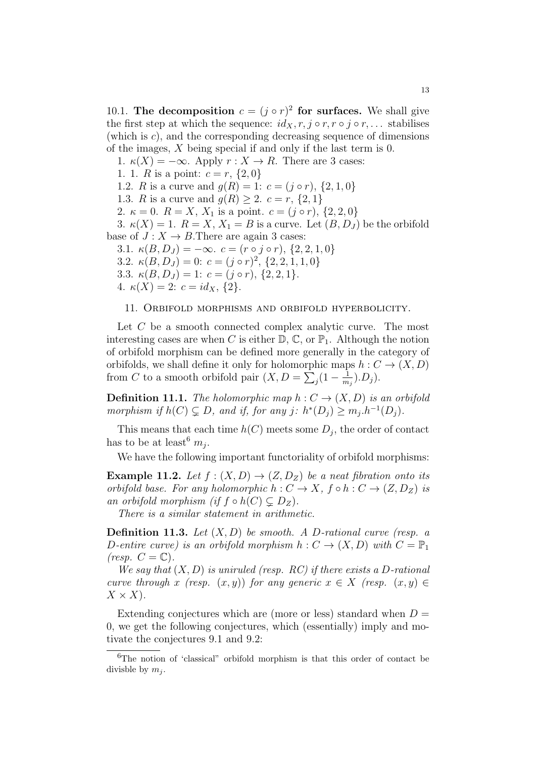10.1. **The decomposition $c = (j \circ r)^2$ for surfaces.** We shall give the first step at which the sequence: $id_X, r, j \circ r, r \circ j \circ r, \dots$ stabilises (which is $c$), and the corresponding decreasing sequence of dimensions of the images, $X$ being special if and only if the last term is 0.

1. $\kappa(X) = -\infty$. Apply $r : X \to R$. There are 3 cases:

1. 1. $R$ is a point: $c = r$, $\{2, 0\}$

1.2. $R$ is a curve and $g(R) = 1$: $c = (j \circ r)$, $\{2, 1, 0\}$

1.3. $R$ is a curve and $g(R) \geq 2$. $c = r$, $\{2, 1\}$

2. $\kappa = 0$. $R = X$, $X_1$ is a point. $c = (j \circ r)$, $\{2, 2, 0\}$

3. $\kappa(X) = 1$. $R = X$, $X_1 = B$ is a curve. Let $(B, D_J)$ be the orbifold base of $J : X \to B$.There are again 3 cases:

3.1. $\kappa(B, D_J) = -\infty$. $c = (r \circ j \circ r)$, $\{2, 2, 1, 0\}$

3.2. $\kappa(B, D_J) = 0$: $c = (j \circ r)^2$, $\{2, 2, 1, 1, 0\}$

3.3. $\kappa(B, D_J) = 1$: $c = (j \circ r)$, $\{2, 2, 1\}$.

4. $\kappa(X) = 2$: $c = id_X$, $\{2\}$.

## 11. Orbifold morphisms and orbifold hyperbolicity.

Let $C$ be a smooth connected complex analytic curve. The most interesting cases are when $C$ is either $\mathbb{D}$, $\mathbb{C}$, or $\mathbb{P}_1$. Although the notion of orbifold morphism can be defined more generally in the category of orbifolds, we shall define it only for holomorphic maps $h : C \to (X, D)$ from $C$ to a smooth orbifold pair $(X, D = \sum_j (1 - \frac{1}{m_j}).D_j)$.

**Definition 11.1.** *The holomorphic map $h : C \to (X, D)$ is an orbifold morphism if $h(C) \subsetneq D$, and if, for any $j$: $h^*(D_j) \geq m_j.h^{-1}(D_j)$.*

This means that each time $h(C)$ meets some $D_j$, the order of contact has to be at least[6] $m_j$.

We have the following important functoriality of orbifold morphisms:

**Example 11.2.** *Let $f : (X, D) \to (Z, D_Z)$ be a neat fibration onto its orbifold base. For any holomorphic $h : C \to X$, $f \circ h : C \to (Z, D_Z)$ is an orbifold morphism (if $f \circ h(C) \subsetneq D_Z$).*

*There is a similar statement in arithmetic.*

**Definition 11.3.** *Let $(X, D)$ be smooth. A $D$-rational curve (resp. a $D$-entire curve) is an orbifold morphism $h : C \to (X, D)$ with $C = \mathbb{P}_1$ (resp. $C = \mathbb{C}$).*

*We say that $(X, D)$ is uniruled (resp. RC) if there exists a $D$-rational curve through $x$ (resp. $(x, y)$) for any generic $x \in X$ (resp. $(x, y) \in X \times X$).*

Extending conjectures which are (more or less) standard when $D = 0$, we get the following conjectures, which (essentially) imply and motivate the conjectures 9.1 and 9.2:

[6] The notion of 'classical" orbifold morphism is that this order of contact be divisble by $m_j$.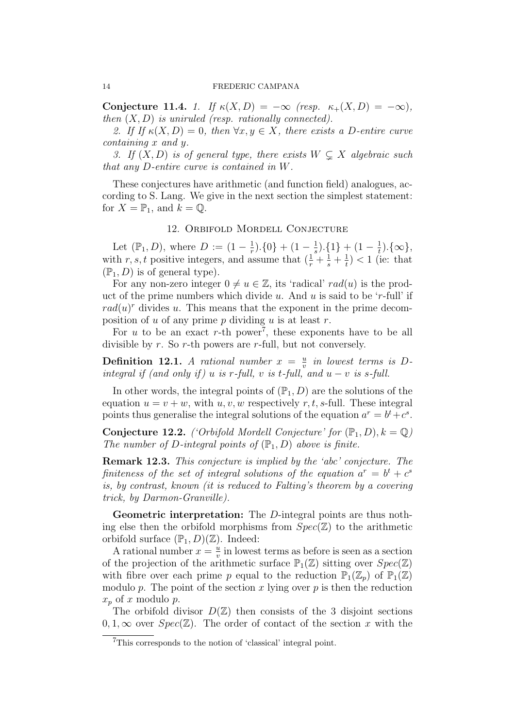**Conjecture 11.4.** *1. If $\kappa(X,D) = -\infty$ (resp. $\kappa_+(X,D) = -\infty$), then $(X,D)$ is uniruled (resp. rationally connected).*

*2. If If $\kappa(X,D) = 0$, then $\forall x, y \in X$, there exists a $D$-entire curve containing $x$ and $y$.*

*3. If $(X,D)$ is of general type, there exists $W \subsetneq X$ algebraic such that any $D$-entire curve is contained in $W$.*

These conjectures have arithmetic (and function field) analogues, according to S. Lang. We give in the next section the simplest statement: for $X = \mathbb{P}_1$, and $k = \mathbb{Q}$.

## 12. Orbifold Mordell Conjecture

Let $(\mathbb{P}_1, D)$, where $D := (1-\frac{1}{r}).\{0\} + (1-\frac{1}{s}).\{1\} + (1-\frac{1}{t}).\{\infty\}$, with $r, s, t$ positive integers, and assume that $(\frac{1}{r}+\frac{1}{s}+\frac{1}{t}) < 1$ (ie: that $(\mathbb{P}_1, D)$ is of general type).

For any non-zero integer $0 \neq u \in \mathbb{Z}$, its 'radical' $rad(u)$ is the product of the prime numbers which divide $u$. And $u$ is said to be '$r$-full' if $rad(u)^r$ divides $u$. This means that the exponent in the prime decomposition of $u$ of any prime $p$ dividing $u$ is at least $r$.

For $u$ to be an exact $r$-th power[7], these exponents have to be all divisible by $r$. So $r$-th powers are $r$-full, but not conversely.

**Definition 12.1.** *A rational number $x = \frac{u}{v}$ in lowest terms is $D$-integral if (and only if) $u$ is $r$-full, $v$ is $t$-full, and $u - v$ is $s$-full.*

In other words, the integral points of $(\mathbb{P}_1, D)$ are the solutions of the equation $u = v + w$, with $u, v, w$ respectively $r, t, s$-full. These integral points thus generalise the integral solutions of the equation $a^r = b^t + c^s$.

**Conjecture 12.2.** *('Orbifold Mordell Conjecture' for $(\mathbb{P}_1, D), k = \mathbb{Q}$) The number of $D$-integral points of $(\mathbb{P}_1, D)$ above is finite.*

**Remark 12.3.** *This conjecture is implied by the 'abc' conjecture. The finiteness of the set of integral solutions of the equation $a^r = b^t + c^s$ is, by contrast, known (it is reduced to Falting's theorem by a covering trick, by Darmon-Granville).*

**Geometric interpretation:** The $D$-integral points are thus nothing else then the orbifold morphisms from $Spec(\mathbb{Z})$ to the arithmetic orbifold surface $(\mathbb{P}_1, D)(\mathbb{Z})$. Indeed:

A rational number $x = \frac{u}{v}$ in lowest terms as before is seen as a section of the projection of the arithmetic surface $\mathbb{P}_1(\mathbb{Z})$ sitting over $Spec(\mathbb{Z})$ with fibre over each prime $p$ equal to the reduction $\mathbb{P}_1(\mathbb{Z}_p)$ of $\mathbb{P}_1(\mathbb{Z})$ modulo $p$. The point of the section $x$ lying over $p$ is then the reduction $x_p$ of $x$ modulo $p$.

The orbifold divisor $D(\mathbb{Z})$ then consists of the 3 disjoint sections $0, 1, \infty$ over $Spec(\mathbb{Z})$. The order of contact of the section $x$ with the

[7] This corresponds to the notion of 'classical' integral point.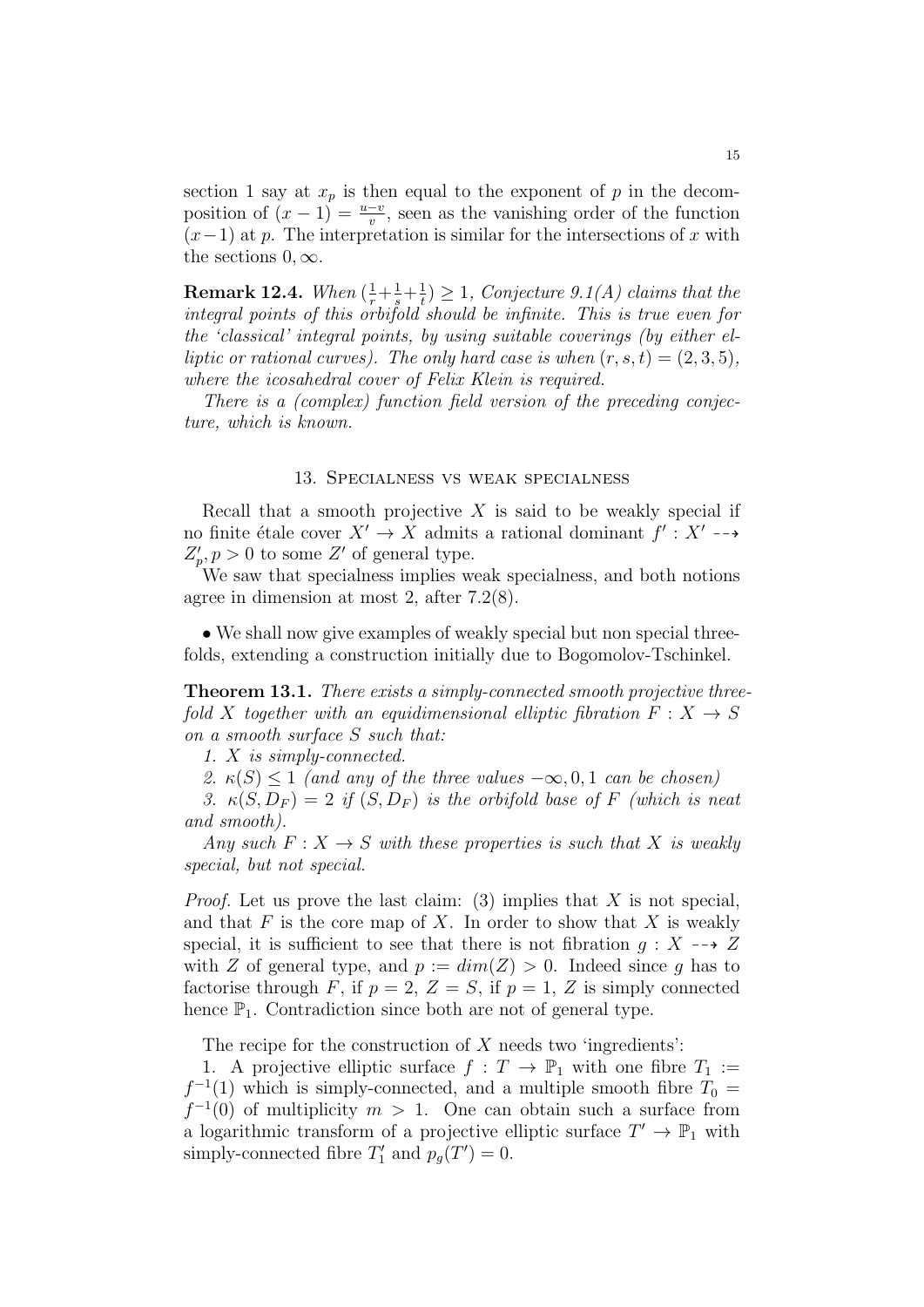section 1 say at $x_p$ is then equal to the exponent of $p$ in the decomposition of $(x-1) = \frac{u-v}{v}$, seen as the vanishing order of the function $(x-1)$ at $p$. The interpretation is similar for the intersections of $x$ with the sections $0, \infty$.

**Remark 12.4.** *When $(\frac{1}{r}+\frac{1}{s}+\frac{1}{t}) \geq 1$, Conjecture 9.1(A) claims that the integral points of this orbifold should be infinite. This is true even for the 'classical' integral points, by using suitable coverings (by either elliptic or rational curves). The only hard case is when $(r,s,t) = (2,3,5)$, where the icosahedral cover of Felix Klein is required.*

*There is a (complex) function field version of the preceding conjecture, which is known.*

## 13. Specialness vs weak specialness

Recall that a smooth projective $X$ is said to be weakly special if no finite étale cover $X' \to X$ admits a rational dominant $f' : X' \dashrightarrow Z'_p, p > 0$ to some $Z'$ of general type.

We saw that specialness implies weak specialness, and both notions agree in dimension at most 2, after 7.2(8).

• We shall now give examples of weakly special but non special threefolds, extending a construction initially due to Bogomolov-Tschinkel.

**Theorem 13.1.** *There exists a simply-connected smooth projective threefold $X$ together with an equidimensional elliptic fibration $F : X \to S$ on a smooth surface $S$ such that:*

*1. $X$ is simply-connected.*

*2. $\kappa(S) \leq 1$ (and any of the three values $-\infty, 0, 1$ can be chosen)*

*3. $\kappa(S, D_F) = 2$ if $(S, D_F)$ is the orbifold base of $F$ (which is neat and smooth).*

*Any such $F : X \to S$ with these properties is such that $X$ is weakly special, but not special.*

*Proof.* Let us prove the last claim: (3) implies that $X$ is not special, and that $F$ is the core map of $X$. In order to show that $X$ is weakly special, it is sufficient to see that there is not fibration $g : X \dashrightarrow Z$ with $Z$ of general type, and $p := dim(Z) > 0$. Indeed since $g$ has to factorise through $F$, if $p = 2$, $Z = S$, if $p = 1$, $Z$ is simply connected hence $\mathbb{P}_1$. Contradiction since both are not of general type.

The recipe for the construction of $X$ needs two 'ingredients':

1. A projective elliptic surface $f : T \to \mathbb{P}_1$ with one fibre $T_1 := f^{-1}(1)$ which is simply-connected, and a multiple smooth fibre $T_0 = f^{-1}(0)$ of multiplicity $m > 1$. One can obtain such a surface from a logarithmic transform of a projective elliptic surface $T' \to \mathbb{P}_1$ with simply-connected fibre $T'_1$ and $p_g(T') = 0$.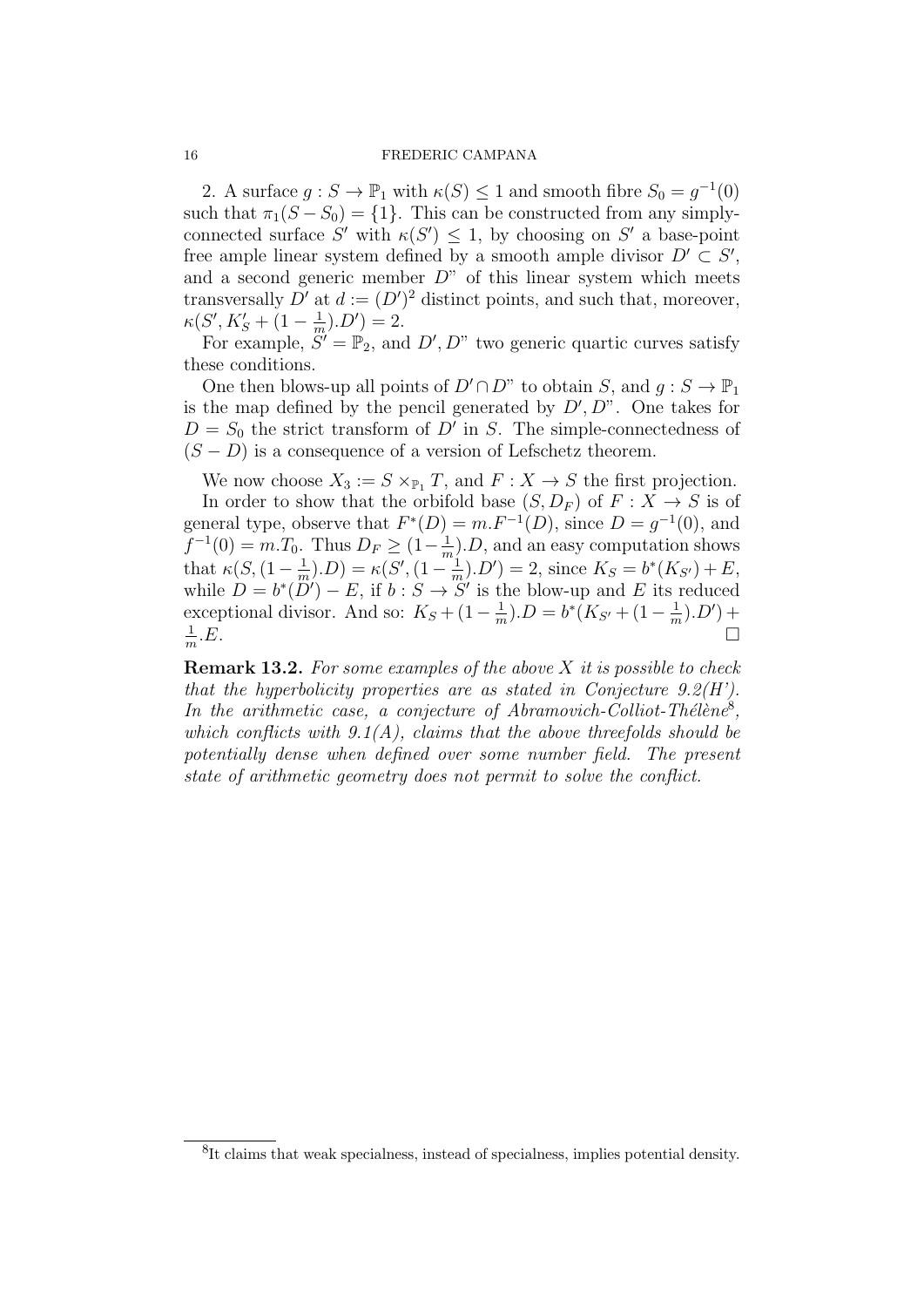2. A surface $g : S \to \mathbb{P}_1$ with $\kappa(S) \leq 1$ and smooth fibre $S_0 = g^{-1}(0)$ such that $\pi_1(S - S_0) = \{1\}$. This can be constructed from any simply-connected surface $S'$ with $\kappa(S') \leq 1$, by choosing on $S'$ a base-point free ample linear system defined by a smooth ample divisor $D' \subset S'$, and a second generic member $D$" of this linear system which meets transversally $D'$ at $d := (D')^2$ distinct points, and such that, moreover, $\kappa(S', K'_S + (1 - \frac{1}{m}).D') = 2$.

For example, $S' = \mathbb{P}_2$, and $D', D$" two generic quartic curves satisfy these conditions.

One then blows-up all points of $D' \cap D$" to obtain $S$, and $g : S \to \mathbb{P}_1$ is the map defined by the pencil generated by $D', D$". One takes for $D = S_0$ the strict transform of $D'$ in $S$. The simple-connectedness of $(S - D)$ is a consequence of a version of Lefschetz theorem.

We now choose $X_3 := S \times_{\mathbb{P}_1} T$, and $F : X \to S$ the first projection.

In order to show that the orbifold base $(S, D_F)$ of $F : X \to S$ is of general type, observe that $F^*(D) = m.F^{-1}(D)$, since $D = g^{-1}(0)$, and $f^{-1}(0) = m.T_0$. Thus $D_F \geq (1 - \frac{1}{m}).D$, and an easy computation shows that $\kappa(S, (1 - \frac{1}{m}).D) = \kappa(S', (1 - \frac{1}{m}).D') = 2$, since $K_S = b^*(K_{S'}) + E$, while $D = b^*(D') - E$, if $b : S \to S'$ is the blow-up and $E$ its reduced exceptional divisor. And so: $K_S + (1 - \frac{1}{m}).D = b^*(K_{S'} + (1 - \frac{1}{m}).D') + \frac{1}{m}.E$. $\square$

**Remark 13.2.** *For some examples of the above $X$ it is possible to check that the hyperbolicity properties are as stated in Conjecture 9.2(H'). In the arithmetic case, a conjecture of Abramovich-Colliot-Thélène*[8]*, which conflicts with 9.1(A), claims that the above threefolds should be potentially dense when defined over some number field. The present state of arithmetic geometry does not permit to solve the conflict.*

[8]It claims that weak specialness, instead of specialness, implies potential density.